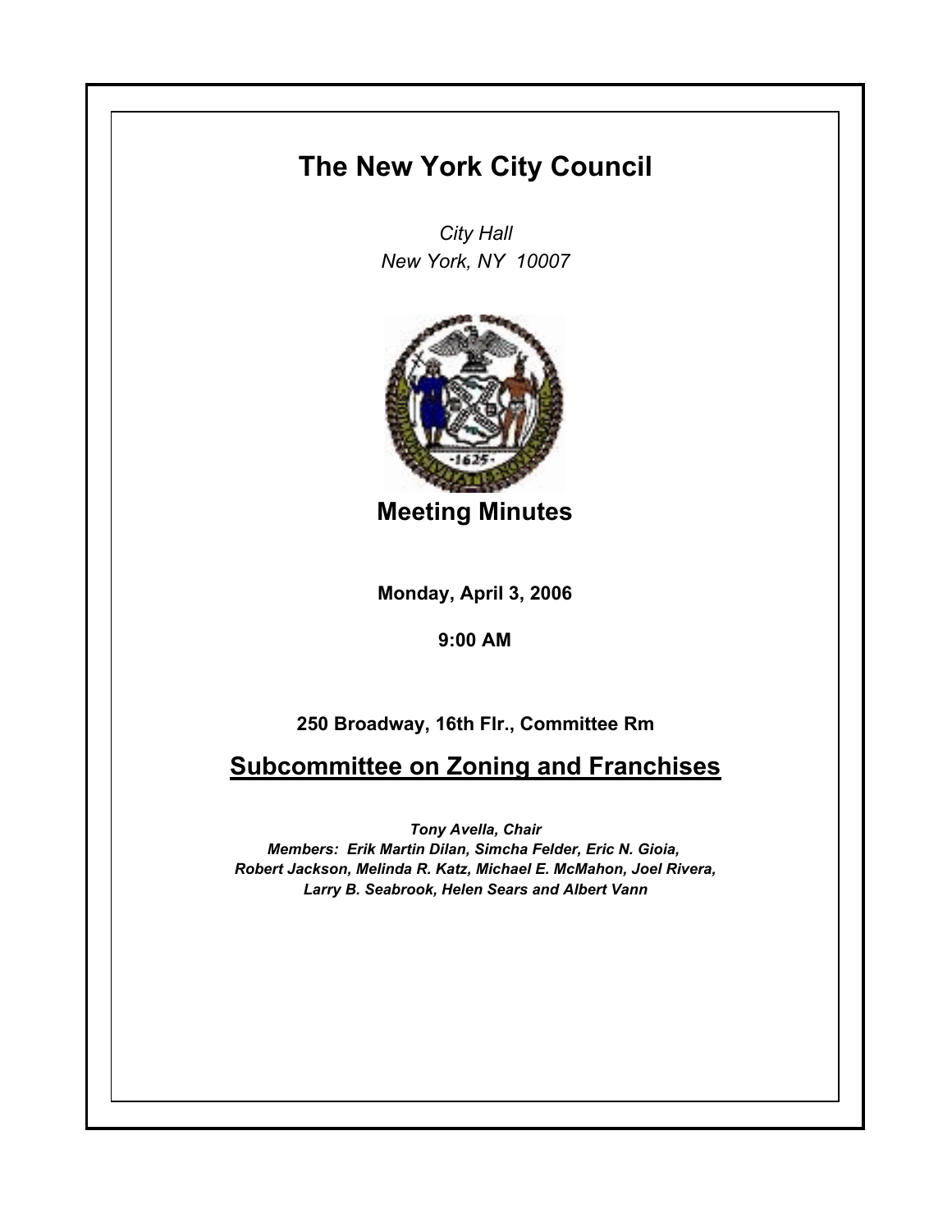# The New York City Council

*City Hall*
*New York, NY 10007*

## Meeting Minutes

**Monday, April 3, 2006**

**9:00 AM**

**250 Broadway, 16th Flr., Committee Rm**

## Subcommittee on Zoning and Franchises

***Tony Avella, Chair***
***Members: Erik Martin Dilan, Simcha Felder, Eric N. Gioia, Robert Jackson, Melinda R. Katz, Michael E. McMahon, Joel Rivera, Larry B. Seabrook, Helen Sears and Albert Vann***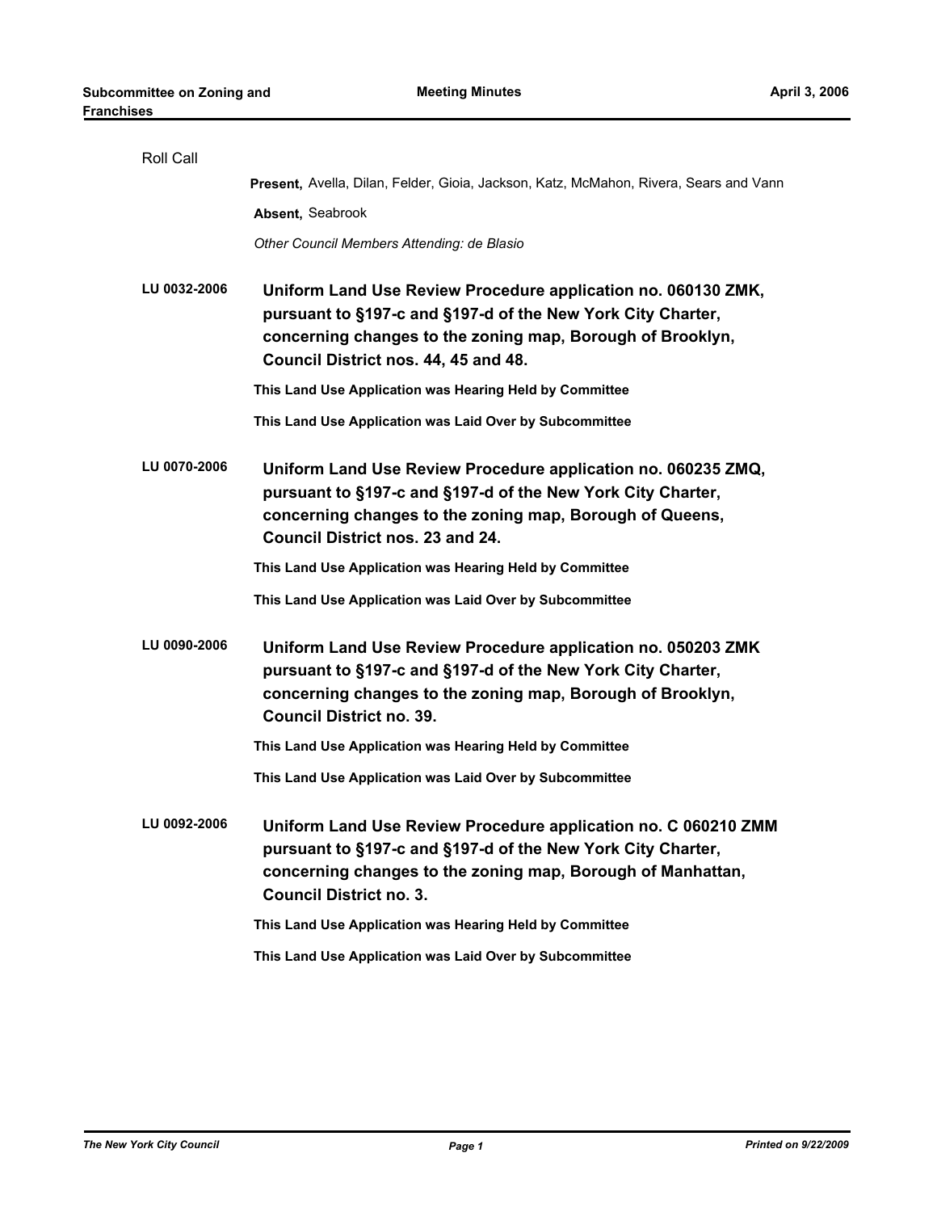Roll Call

**Present,** Avella, Dilan, Felder, Gioia, Jackson, Katz, McMahon, Rivera, Sears and Vann

**Absent,** Seabrook

*Other Council Members Attending: de Blasio*

**LU 0032-2006** **Uniform Land Use Review Procedure application no. 060130 ZMK, pursuant to §197-c and §197-d of the New York City Charter, concerning changes to the zoning map, Borough of Brooklyn, Council District nos. 44, 45 and 48.**

**This Land Use Application was Hearing Held by Committee**

**This Land Use Application was Laid Over by Subcommittee**

**LU 0070-2006** **Uniform Land Use Review Procedure application no. 060235 ZMQ, pursuant to §197-c and §197-d of the New York City Charter, concerning changes to the zoning map, Borough of Queens, Council District nos. 23 and 24.**

**This Land Use Application was Hearing Held by Committee**

**This Land Use Application was Laid Over by Subcommittee**

**LU 0090-2006** **Uniform Land Use Review Procedure application no. 050203 ZMK pursuant to §197-c and §197-d of the New York City Charter, concerning changes to the zoning map, Borough of Brooklyn, Council District no. 39.**

**This Land Use Application was Hearing Held by Committee**

**This Land Use Application was Laid Over by Subcommittee**

**LU 0092-2006** **Uniform Land Use Review Procedure application no. C 060210 ZMM pursuant to §197-c and §197-d of the New York City Charter, concerning changes to the zoning map, Borough of Manhattan, Council District no. 3.**

**This Land Use Application was Hearing Held by Committee**

**This Land Use Application was Laid Over by Subcommittee**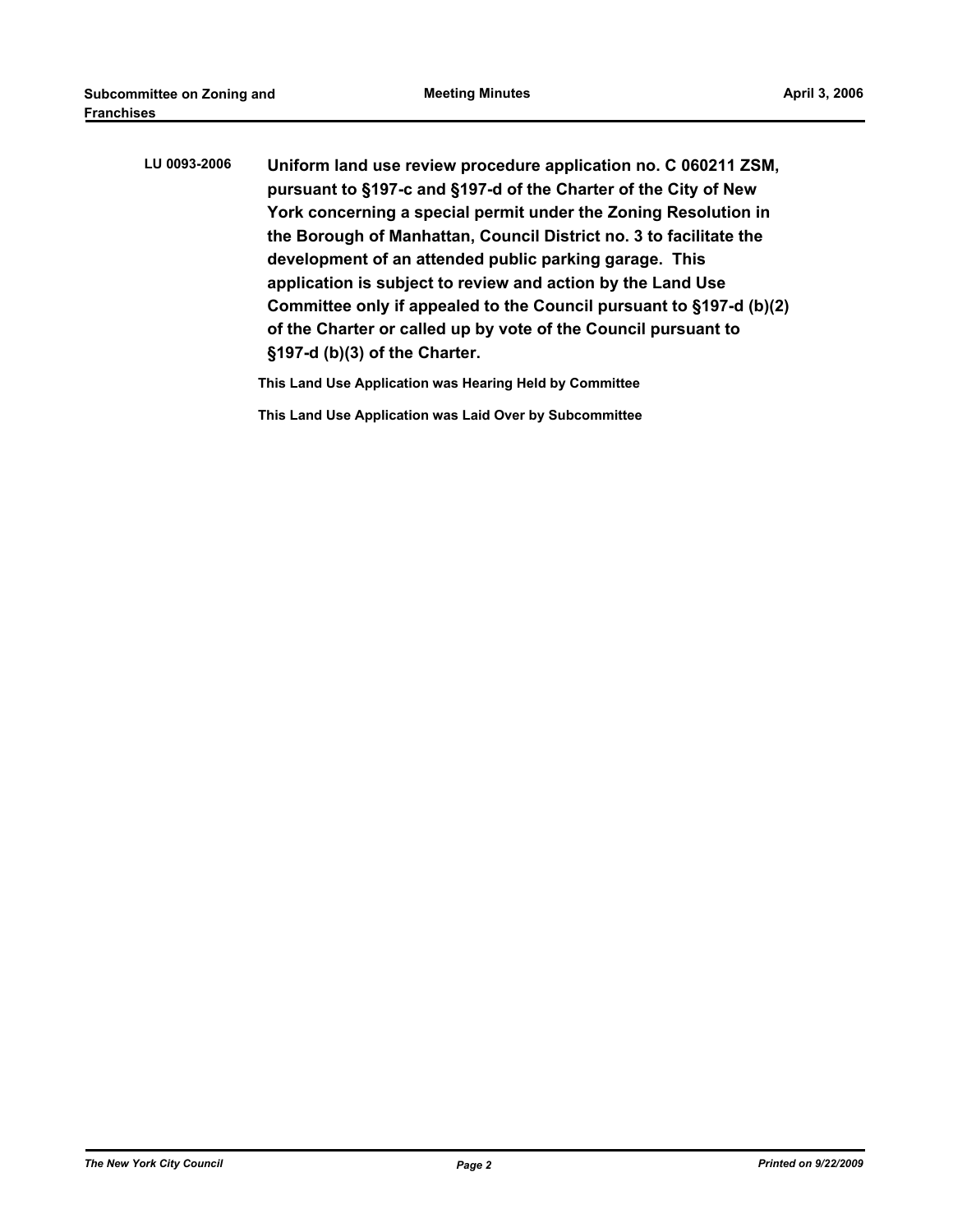**LU 0093-2006** **Uniform land use review procedure application no. C 060211 ZSM, pursuant to §197-c and §197-d of the Charter of the City of New York concerning a special permit under the Zoning Resolution in the Borough of Manhattan, Council District no. 3 to facilitate the development of an attended public parking garage. This application is subject to review and action by the Land Use Committee only if appealed to the Council pursuant to §197-d (b)(2) of the Charter or called up by vote of the Council pursuant to §197-d (b)(3) of the Charter.**

**This Land Use Application was Hearing Held by Committee**

**This Land Use Application was Laid Over by Subcommittee**